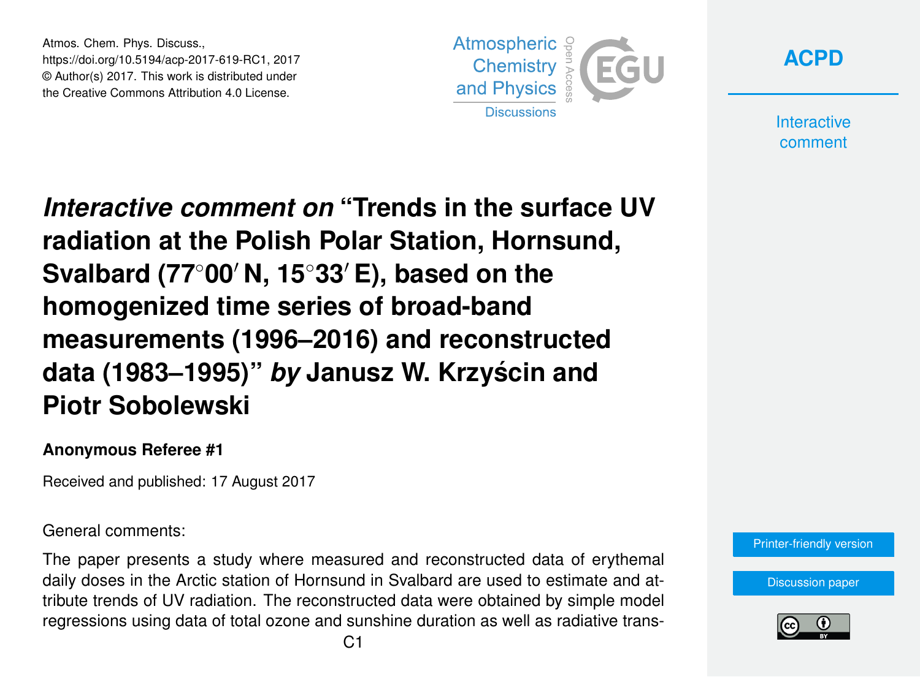Atmos. Chem. Phys. Discuss.,
https://doi.org/10.5194/acp-2017-619-RC1, 2017
© Author(s) 2017. This work is distributed under
the Creative Commons Attribution 4.0 License.

# *Interactive comment on* “Trends in the surface UV radiation at the Polish Polar Station, Hornsund, Svalbard (77°00′ N, 15°33′ E), based on the homogenized time series of broad-band measurements (1996–2016) and reconstructed data (1983–1995)” *by* Janusz W. Krzyścin and Piotr Sobolewski

**Anonymous Referee #1**

Received and published: 17 August 2017

General comments:

The paper presents a study where measured and reconstructed data of erythemal daily doses in the Arctic station of Hornsund in Svalbard are used to estimate and attribute trends of UV radiation. The reconstructed data were obtained by simple model regressions using data of total ozone and sunshine duration as well as radiative trans-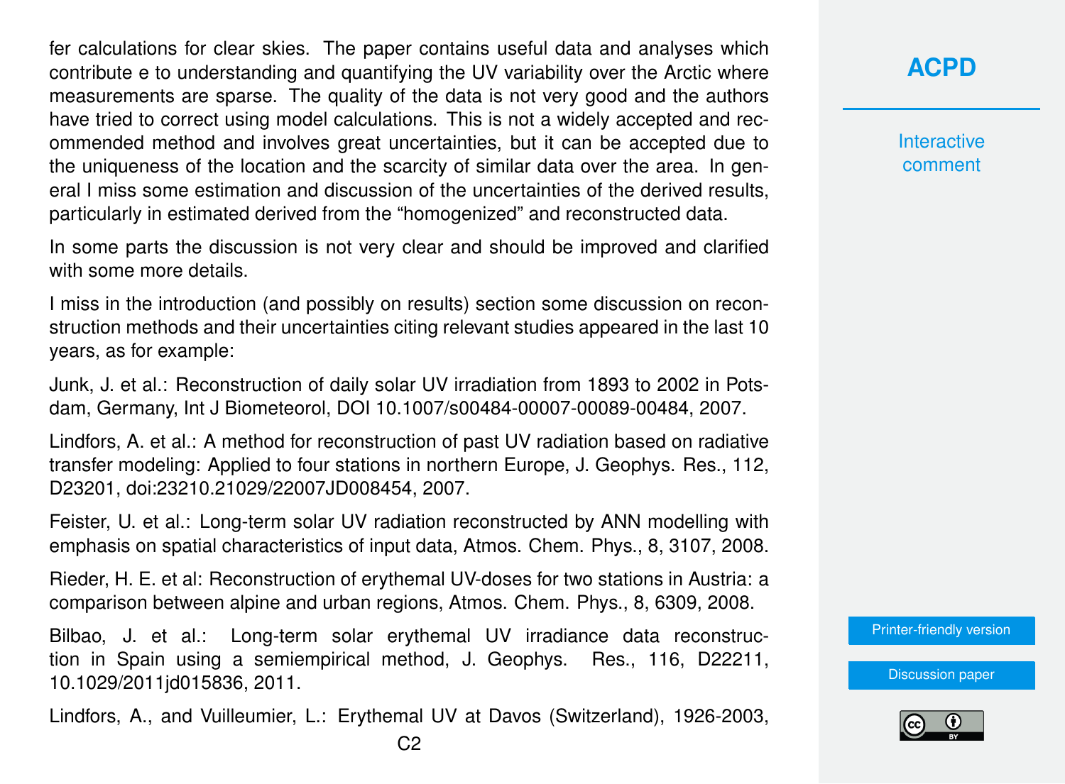fer calculations for clear skies. The paper contains useful data and analyses which contribute e to understanding and quantifying the UV variability over the Arctic where measurements are sparse. The quality of the data is not very good and the authors have tried to correct using model calculations. This is not a widely accepted and recommended method and involves great uncertainties, but it can be accepted due to the uniqueness of the location and the scarcity of similar data over the area. In general I miss some estimation and discussion of the uncertainties of the derived results, particularly in estimated derived from the "homogenized" and reconstructed data.

In some parts the discussion is not very clear and should be improved and clarified with some more details.

I miss in the introduction (and possibly on results) section some discussion on reconstruction methods and their uncertainties citing relevant studies appeared in the last 10 years, as for example:

Junk, J. et al.: Reconstruction of daily solar UV irradiation from 1893 to 2002 in Potsdam, Germany, Int J Biometeorol, DOI 10.1007/s00484-00007-00089-00484, 2007.

Lindfors, A. et al.: A method for reconstruction of past UV radiation based on radiative transfer modeling: Applied to four stations in northern Europe, J. Geophys. Res., 112, D23201, doi:23210.21029/22007JD008454, 2007.

Feister, U. et al.: Long-term solar UV radiation reconstructed by ANN modelling with emphasis on spatial characteristics of input data, Atmos. Chem. Phys., 8, 3107, 2008.

Rieder, H. E. et al: Reconstruction of erythemal UV-doses for two stations in Austria: a comparison between alpine and urban regions, Atmos. Chem. Phys., 8, 6309, 2008.

Bilbao, J. et al.: Long-term solar erythemal UV irradiance data reconstruction in Spain using a semiempirical method, J. Geophys. Res., 116, D22211, 10.1029/2011jd015836, 2011.

Lindfors, A., and Vuilleumier, L.: Erythemal UV at Davos (Switzerland), 1926-2003,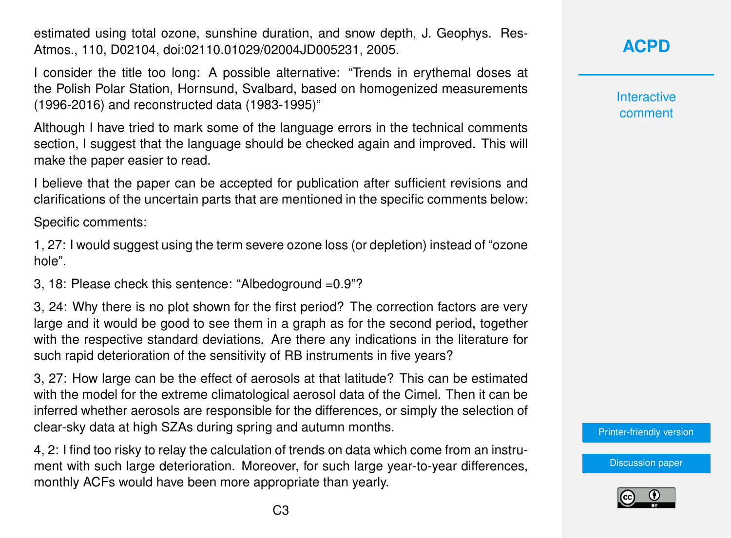estimated using total ozone, sunshine duration, and snow depth, J. Geophys. Res-Atmos., 110, D02104, doi:02110.01029/02004JD005231, 2005.

I consider the title too long: A possible alternative: “Trends in erythemal doses at the Polish Polar Station, Hornsund, Svalbard, based on homogenized measurements (1996-2016) and reconstructed data (1983-1995)”

Although I have tried to mark some of the language errors in the technical comments section, I suggest that the language should be checked again and improved. This will make the paper easier to read.

I believe that the paper can be accepted for publication after sufficient revisions and clarifications of the uncertain parts that are mentioned in the specific comments below:

Specific comments:

1, 27: I would suggest using the term severe ozone loss (or depletion) instead of “ozone hole”.

3, 18: Please check this sentence: “Albedoground =0.9”?

3, 24: Why there is no plot shown for the first period? The correction factors are very large and it would be good to see them in a graph as for the second period, together with the respective standard deviations. Are there any indications in the literature for such rapid deterioration of the sensitivity of RB instruments in five years?

3, 27: How large can be the effect of aerosols at that latitude? This can be estimated with the model for the extreme climatological aerosol data of the Cimel. Then it can be inferred whether aerosols are responsible for the differences, or simply the selection of clear-sky data at high SZAs during spring and autumn months.

4, 2: I find too risky to relay the calculation of trends on data which come from an instrument with such large deterioration. Moreover, for such large year-to-year differences, monthly ACFs would have been more appropriate than yearly.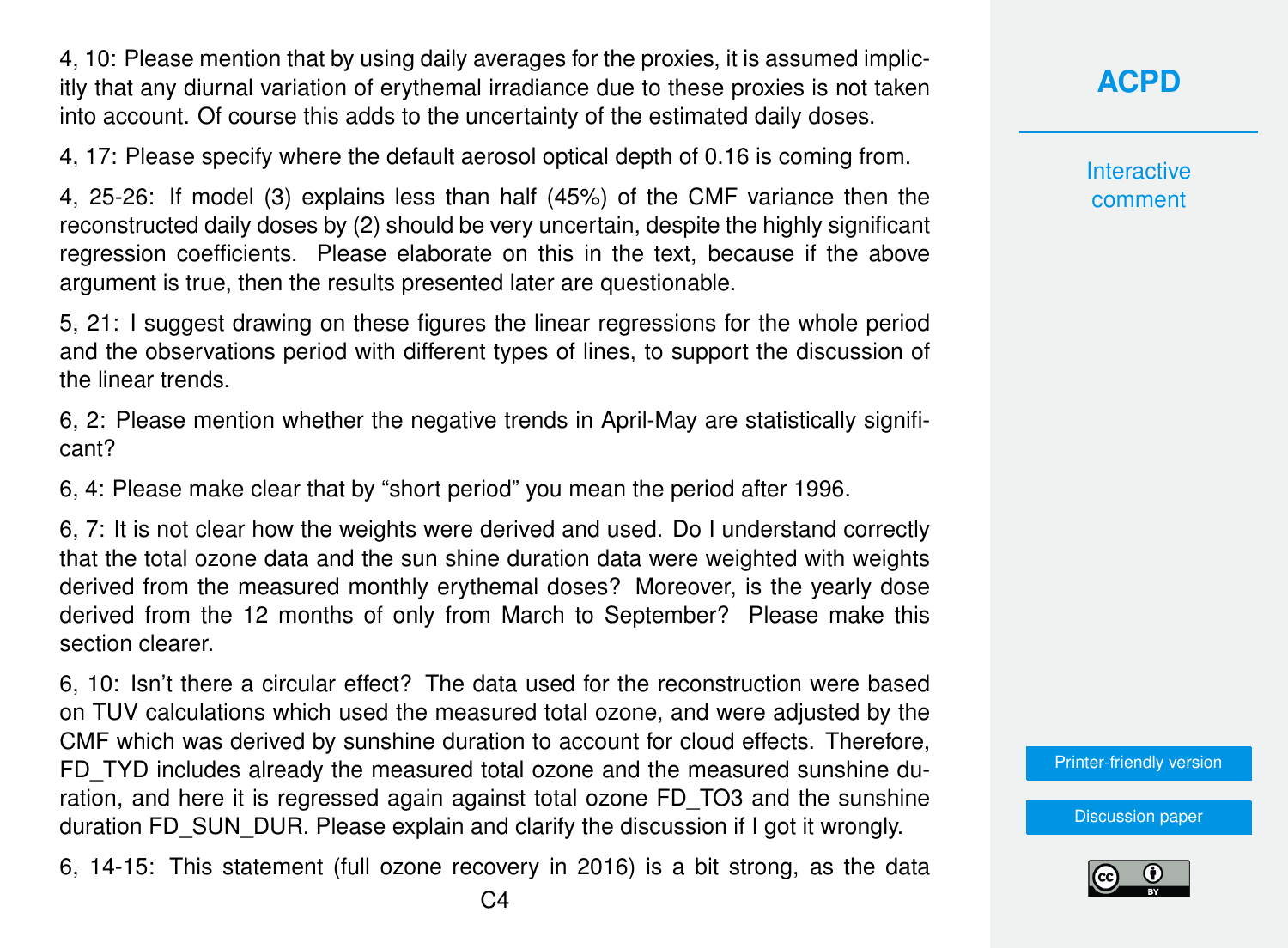4, 10: Please mention that by using daily averages for the proxies, it is assumed implicitly that any diurnal variation of erythemal irradiance due to these proxies is not taken into account. Of course this adds to the uncertainty of the estimated daily doses.

4, 17: Please specify where the default aerosol optical depth of 0.16 is coming from.

4, 25-26: If model (3) explains less than half (45%) of the CMF variance then the reconstructed daily doses by (2) should be very uncertain, despite the highly significant regression coefficients. Please elaborate on this in the text, because if the above argument is true, then the results presented later are questionable.

5, 21: I suggest drawing on these figures the linear regressions for the whole period and the observations period with different types of lines, to support the discussion of the linear trends.

6, 2: Please mention whether the negative trends in April-May are statistically significant?

6, 4: Please make clear that by "short period" you mean the period after 1996.

6, 7: It is not clear how the weights were derived and used. Do I understand correctly that the total ozone data and the sun shine duration data were weighted with weights derived from the measured monthly erythemal doses? Moreover, is the yearly dose derived from the 12 months of only from March to September? Please make this section clearer.

6, 10: Isn't there a circular effect? The data used for the reconstruction were based on TUV calculations which used the measured total ozone, and were adjusted by the CMF which was derived by sunshine duration to account for cloud effects. Therefore, FD_TYD includes already the measured total ozone and the measured sunshine duration, and here it is regressed again against total ozone FD_TO3 and the sunshine duration FD_SUN_DUR. Please explain and clarify the discussion if I got it wrongly.

6, 14-15: This statement (full ozone recovery in 2016) is a bit strong, as the data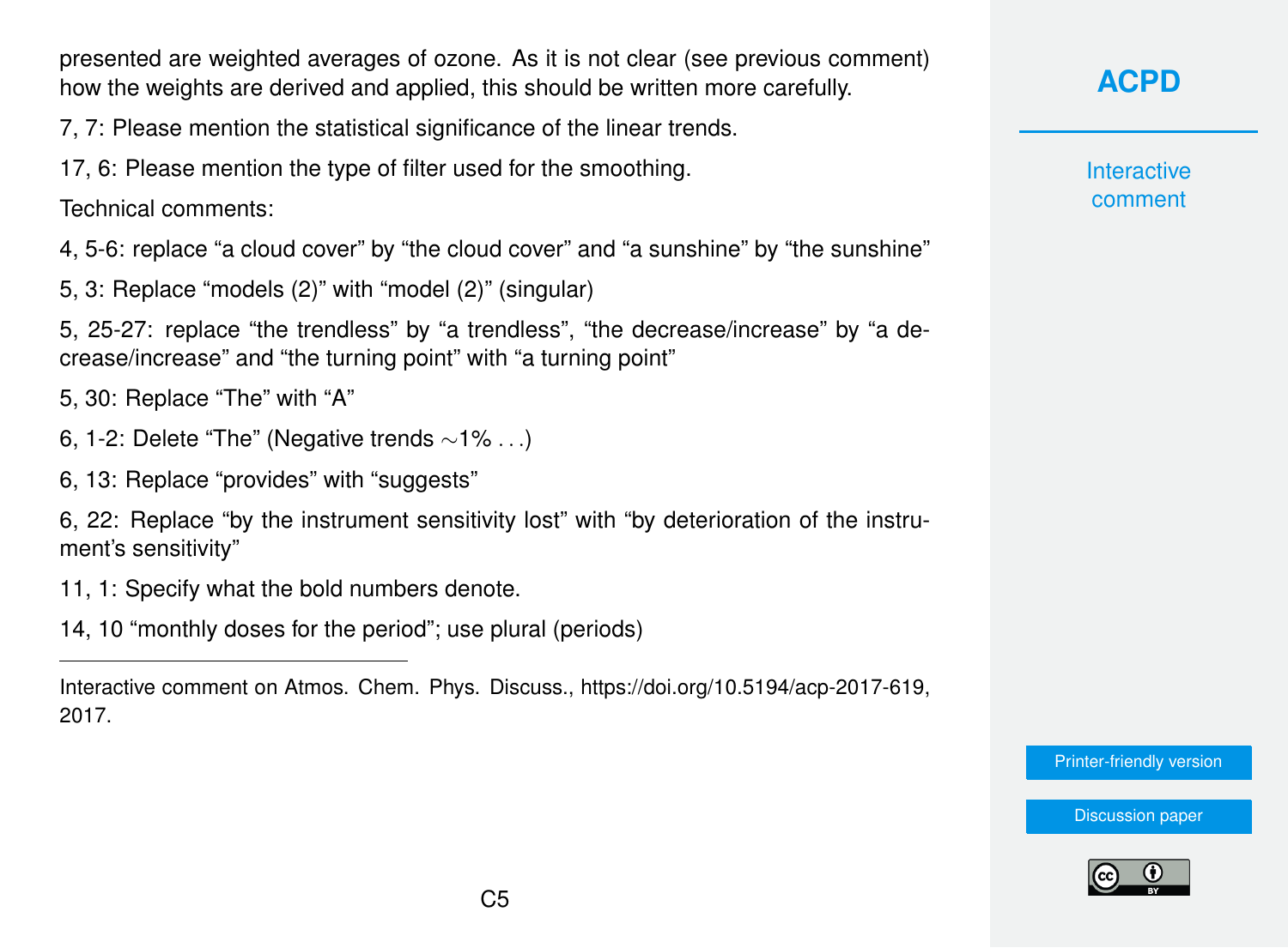presented are weighted averages of ozone. As it is not clear (see previous comment) how the weights are derived and applied, this should be written more carefully.

7, 7: Please mention the statistical significance of the linear trends.

17, 6: Please mention the type of filter used for the smoothing.

Technical comments:

4, 5-6: replace "a cloud cover" by "the cloud cover" and "a sunshine" by "the sunshine"

5, 3: Replace "models (2)" with "model (2)" (singular)

5, 25-27: replace "the trendless" by "a trendless", "the decrease/increase" by "a decrease/increase" and "the turning point" with "a turning point"

5, 30: Replace "The" with "A"

6, 1-2: Delete "The" (Negative trends ∼1% . . .)

6, 13: Replace "provides" with "suggests"

6, 22: Replace "by the instrument sensitivity lost" with "by deterioration of the instrument's sensitivity"

11, 1: Specify what the bold numbers denote.

14, 10 "monthly doses for the period"; use plural (periods)

---

Interactive comment on Atmos. Chem. Phys. Discuss., https://doi.org/10.5194/acp-2017-619, 2017.